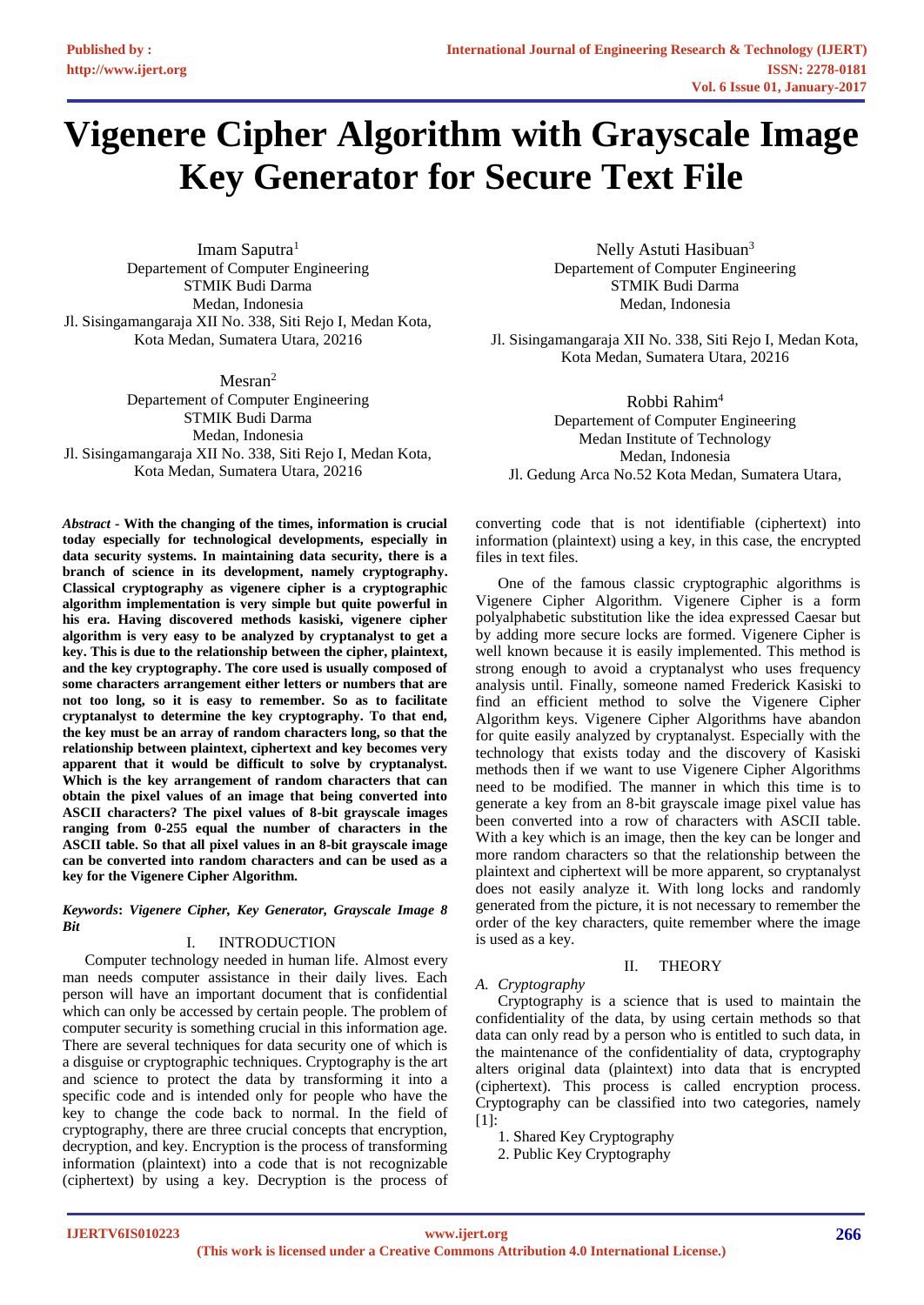# Vigenere Cipher Algorithm with Grayscale Image Key Generator for Secure Text File

Imam Saputra[1]
Departement of Computer Engineering
STMIK Budi Darma
Medan, Indonesia
Jl. Sisingamangaraja XII No. 338, Siti Rejo I, Medan Kota, Kota Medan, Sumatera Utara, 20216

Mesran[2]
Departement of Computer Engineering
STMIK Budi Darma
Medan, Indonesia
Jl. Sisingamangaraja XII No. 338, Siti Rejo I, Medan Kota, Kota Medan, Sumatera Utara, 20216

Nelly Astuti Hasibuan[3]
Departement of Computer Engineering
STMIK Budi Darma
Medan, Indonesia

Jl. Sisingamangaraja XII No. 338, Siti Rejo I, Medan Kota, Kota Medan, Sumatera Utara, 20216

Robbi Rahim[4]
Departement of Computer Engineering
Medan Institute of Technology
Medan, Indonesia
Jl. Gedung Arca No.52 Kota Medan, Sumatera Utara,

***Abstract*** **- With the changing of the times, information is crucial today especially for technological developments, especially in data security systems. In maintaining data security, there is a branch of science in its development, namely cryptography. Classical cryptography as vigenere cipher is a cryptographic algorithm implementation is very simple but quite powerful in his era. Having discovered methods kasiski, vigenere cipher algorithm is very easy to be analyzed by cryptanalyst to get a key. This is due to the relationship between the cipher, plaintext, and the key cryptography. The core used is usually composed of some characters arrangement either letters or numbers that are not too long, so it is easy to remember. So as to facilitate cryptanalyst to determine the key cryptography. To that end, the key must be an array of random characters long, so that the relationship between plaintext, ciphertext and key becomes very apparent that it would be difficult to solve by cryptanalyst. Which is the key arrangement of random characters that can obtain the pixel values of an image that being converted into ASCII characters? The pixel values of 8-bit grayscale images ranging from 0-255 equal the number of characters in the ASCII table. So that all pixel values in an 8-bit grayscale image can be converted into random characters and can be used as a key for the Vigenere Cipher Algorithm.**

***Keywords*****:** ***Vigenere Cipher, Key Generator, Grayscale Image 8 Bit***

## I. INTRODUCTION

Computer technology needed in human life. Almost every man needs computer assistance in their daily lives. Each person will have an important document that is confidential which can only be accessed by certain people. The problem of computer security is something crucial in this information age. There are several techniques for data security one of which is a disguise or cryptographic techniques. Cryptography is the art and science to protect the data by transforming it into a specific code and is intended only for people who have the key to change the code back to normal. In the field of cryptography, there are three crucial concepts that encryption, decryption, and key. Encryption is the process of transforming information (plaintext) into a code that is not recognizable (ciphertext) by using a key. Decryption is the process of converting code that is not identifiable (ciphertext) into information (plaintext) using a key, in this case, the encrypted files in text files.

One of the famous classic cryptographic algorithms is Vigenere Cipher Algorithm. Vigenere Cipher is a form polyalphabetic substitution like the idea expressed Caesar but by adding more secure locks are formed. Vigenere Cipher is well known because it is easily implemented. This method is strong enough to avoid a cryptanalyst who uses frequency analysis until. Finally, someone named Frederick Kasiski to find an efficient method to solve the Vigenere Cipher Algorithm keys. Vigenere Cipher Algorithms have abandon for quite easily analyzed by cryptanalyst. Especially with the technology that exists today and the discovery of Kasiski methods then if we want to use Vigenere Cipher Algorithms need to be modified. The manner in which this time is to generate a key from an 8-bit grayscale image pixel value has been converted into a row of characters with ASCII table. With a key which is an image, then the key can be longer and more random characters so that the relationship between the plaintext and ciphertext will be more apparent, so cryptanalyst does not easily analyze it. With long locks and randomly generated from the picture, it is not necessary to remember the order of the key characters, quite remember where the image is used as a key.

## II. THEORY

### *A. Cryptography*

Cryptography is a science that is used to maintain the confidentiality of the data, by using certain methods so that data can only read by a person who is entitled to such data, in the maintenance of the confidentiality of data, cryptography alters original data (plaintext) into data that is encrypted (ciphertext). This process is called encryption process. Cryptography can be classified into two categories, namely [1]:

1. Shared Key Cryptography
2. Public Key Cryptography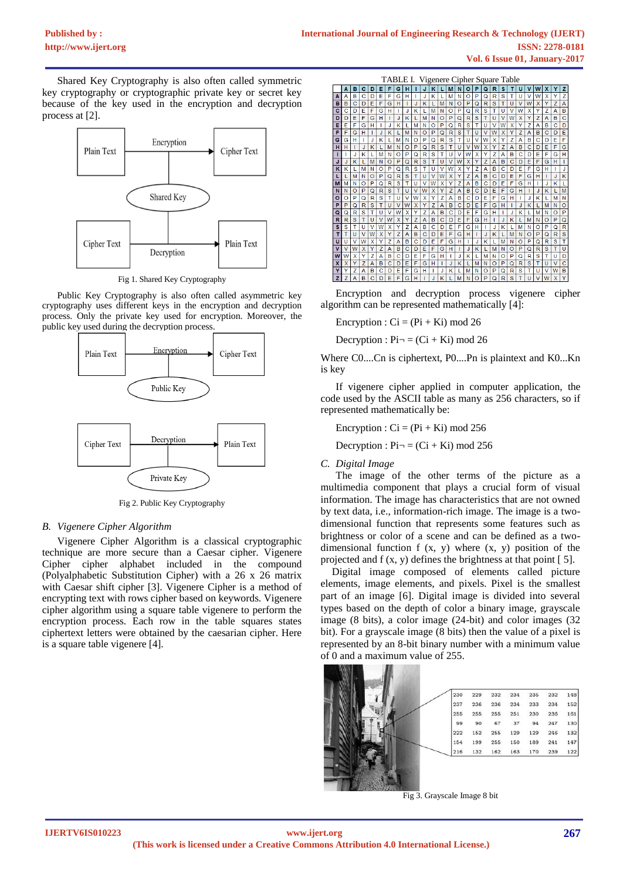Shared Key Cryptography is also often called symmetric key cryptography or cryptographic private key or secret key because of the key used in the encryption and decryption process at [2].

Fig 1. Shared Key Cryptography

Public Key Cryptography is also often called asymmetric key cryptography uses different keys in the encryption and decryption process. Only the private key used for encryption. Moreover, the public key used during the decryption process.

Fig 2. Public Key Cryptography

## *B. Vigenere Cipher Algorithm*

Vigenere Cipher Algorithm is a classical cryptographic technique are more secure than a Caesar cipher. Vigenere Cipher cipher alphabet included in the compound (Polyalphabetic Substitution Cipher) with a 26 x 26 matrix with Caesar shift cipher [3]. Vigenere Cipher is a method of encrypting text with rows cipher based on keywords. Vigenere cipher algorithm using a square table vigenere to perform the encryption process. Each row in the table squares states ciphertext letters were obtained by the caesarian cipher. Here is a square table vigenere [4].

TABLE I. Vigenere Cipher Square Table

| | A | B | C | D | E | F | G | H | I | J | K | L | M | N | O | P | Q | R | S | T | U | V | W | X | Y | Z |
|---|---|---|---|---|---|---|---|---|---|---|---|---|---|---|---|---|---|---|---|---|---|---|---|---|---|---|
| **A** | A | B | C | D | E | F | G | H | I | J | K | L | M | N | O | P | Q | R | S | T | U | V | W | X | Y | Z |
| **B** | B | C | D | E | F | G | H | I | J | K | L | M | N | O | P | Q | R | S | T | U | V | W | X | Y | Z | A |
| **C** | C | D | E | F | G | H | I | J | K | L | M | N | O | P | Q | R | S | T | U | V | W | X | Y | Z | A | B |
| **D** | D | E | F | G | H | I | J | K | L | M | N | O | P | Q | R | S | T | U | V | W | X | Y | Z | A | B | C |
| **E** | E | F | G | H | I | J | K | L | M | N | O | P | Q | R | S | T | U | V | W | X | Y | Z | A | B | C | D |
| **F** | F | G | H | I | J | K | L | M | N | O | P | Q | R | S | T | U | V | W | X | Y | Z | A | B | C | D | E |
| **G** | G | H | I | J | K | L | M | N | O | P | Q | R | S | T | U | V | W | X | Y | Z | A | B | C | D | E | F |
| **H** | H | I | J | K | L | M | N | O | P | Q | R | S | T | U | V | W | X | Y | Z | A | B | C | D | E | F | G |
| **I** | I | J | K | L | M | N | O | P | Q | R | S | T | U | V | W | X | Y | Z | A | B | C | D | E | F | G | H |
| **J** | J | K | L | M | N | O | P | Q | R | S | T | U | V | W | X | Y | Z | A | B | C | D | E | F | G | H | I |
| **K** | K | L | M | N | O | P | Q | R | S | T | U | V | W | X | Y | Z | A | B | C | D | E | F | G | H | I | J |
| **L** | L | M | N | O | P | Q | R | S | T | U | V | W | X | Y | Z | A | B | C | D | E | F | G | H | I | J | K |
| **M** | M | N | O | P | Q | R | S | T | U | V | W | X | Y | Z | A | B | C | D | E | F | G | H | I | J | K | L |
| **N** | N | O | P | Q | R | S | T | U | V | W | X | Y | Z | A | B | C | D | E | F | G | H | I | J | K | L | M |
| **O** | O | P | Q | R | S | T | U | V | W | X | Y | Z | A | B | C | D | E | F | G | H | I | J | K | L | M | N |
| **P** | P | Q | R | S | T | U | V | W | X | Y | Z | A | B | C | D | E | F | G | H | I | J | K | L | M | N | O |
| **Q** | Q | R | S | T | U | V | W | X | Y | Z | A | B | C | D | E | F | G | H | I | J | K | L | M | N | O | P |
| **R** | R | S | T | U | V | W | X | Y | Z | A | B | C | D | E | F | G | H | I | J | K | L | M | N | O | P | Q |
| **S** | S | T | U | V | W | X | Y | Z | A | B | C | D | E | F | G | H | I | J | K | L | M | N | O | P | Q | R |
| **T** | T | U | V | W | X | Y | Z | A | B | C | D | E | F | G | H | I | J | K | L | M | N | O | P | Q | R | S |
| **U** | U | V | W | X | Y | Z | A | B | C | D | E | F | G | H | I | J | K | L | M | N | O | P | Q | R | S | T |
| **V** | V | W | X | Y | Z | A | B | C | D | E | F | G | H | I | J | K | L | M | N | O | P | Q | R | S | T | U |
| **W** | W | X | Y | Z | A | B | C | D | E | F | G | H | I | J | K | L | M | N | O | P | Q | R | S | T | U | V |
| **X** | X | Y | Z | A | B | C | D | E | F | G | H | I | J | K | L | M | N | O | P | Q | R | S | T | U | V | W |
| **Y** | Y | Z | A | B | C | D | E | F | G | H | I | J | K | L | M | N | O | P | Q | R | S | T | U | V | W | X |
| **Z** | Z | A | B | C | D | E | F | G | H | I | J | K | L | M | N | O | P | Q | R | S | T | U | V | W | X | Y |

Encryption and decryption process vigenere cipher algorithm can be represented mathematically [4]:

Encryption : $C_i = (P_i + K_i) \bmod 26$

Decryption : $P_i = (C_i + K_i) \bmod 26$

Where C0....Cn is ciphertext, P0....Pn is plaintext and K0...Kn is key

If vigenere cipher applied in computer application, the code used by the ASCII table as many as 256 characters, so if represented mathematically be:

Encryption : $C_i = (P_i + K_i) \bmod 256$

Decryption : $P_i = (C_i + K_i) \bmod 256$

## *C. Digital Image*

The image of the other terms of the picture as a multimedia component that plays a crucial form of visual information. The image has characteristics that are not owned by text data, i.e., information-rich image. The image is a two-dimensional function that represents some features such as brightness or color of a scene and can be defined as a two-dimensional function f (x, y) where (x, y) position of the projected and f (x, y) defines the brightness at that point [ 5].

Digital image composed of elements called picture elements, image elements, and pixels. Pixel is the smallest part of an image [6]. Digital image is divided into several types based on the depth of color a binary image, grayscale image (8 bits), a color image (24-bit) and color images (32 bit). For a grayscale image (8 bits) then the value of a pixel is represented by an 8-bit binary number with a minimum value of 0 and a maximum value of 255.

| | | | | | | |
|---|---|---|---|---|---|---|
| 230 | 229 | 232 | 234 | 235 | 232 | 148 |
| 237 | 236 | 236 | 234 | 233 | 234 | 152 |
| 255 | 255 | 255 | 251 | 230 | 236 | 161 |
| 99 | 90 | 67 | 37 | 94 | 247 | 130 |
| 222 | 152 | 255 | 129 | 129 | 246 | 132 |
| 154 | 199 | 255 | 150 | 189 | 241 | 147 |
| 216 | 132 | 162 | 163 | 170 | 239 | 122 |

Fig 3. Grayscale Image 8 bit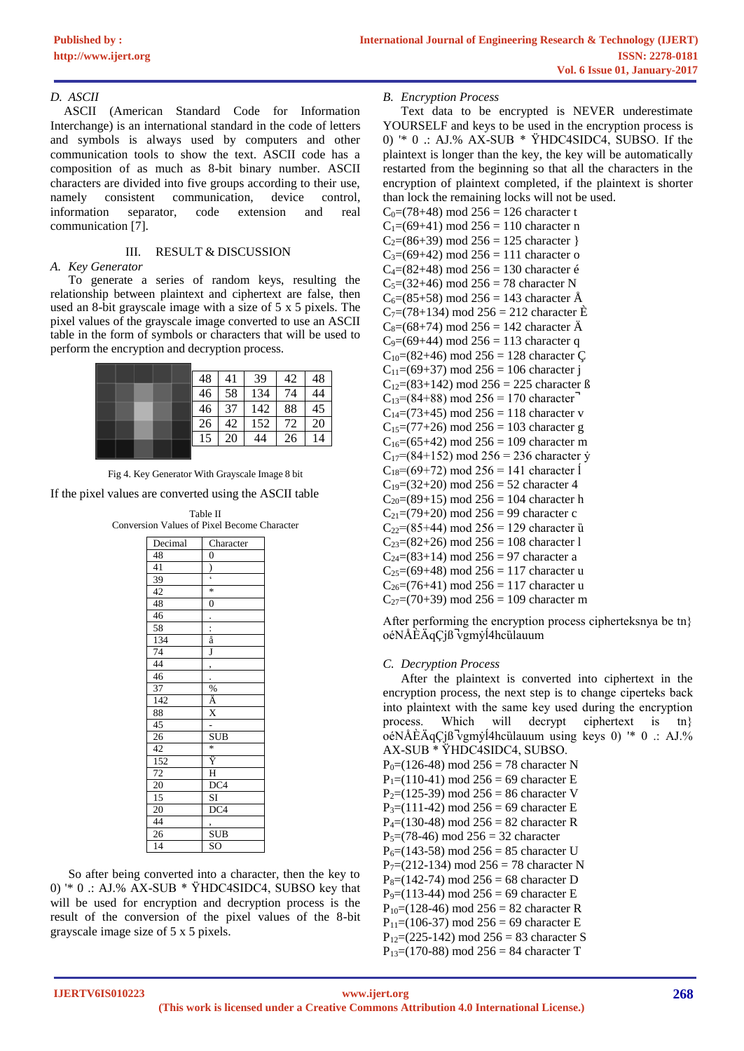### D. ASCII

ASCII (American Standard Code for Information Interchange) is an international standard in the code of letters and symbols is always used by computers and other communication tools to show the text. ASCII code has a composition of as much as 8-bit binary number. ASCII characters are divided into five groups according to their use, namely consistent communication, device control, information separator, code extension and real communication [7].

## III. RESULT & DISCUSSION

### A. Key Generator

To generate a series of random keys, resulting the relationship between plaintext and ciphertext are false, then used an 8-bit grayscale image with a size of 5 x 5 pixels. The pixel values of the grayscale image converted to use an ASCII table in the form of symbols or characters that will be used to perform the encryption and decryption process.

| 48 | 41 | 39 | 42 | 48 |
|---|---|---|---|---|
| 46 | 58 | 134 | 74 | 44 |
| 46 | 37 | 142 | 88 | 45 |
| 26 | 42 | 152 | 72 | 20 |
| 15 | 20 | 44 | 26 | 14 |

Fig 4. Key Generator With Grayscale Image 8 bit

If the pixel values are converted using the ASCII table

Table II
Conversion Values of Pixel Become Character

| Decimal | Character |
|---|---|
| 48 | 0 |
| 41 | ) |
| 39 | ' |
| 42 | * |
| 48 | 0 |
| 46 | . |
| 58 | : |
| 134 | å |
| 74 | J |
| 44 | , |
| 46 | . |
| 37 | % |
| 142 | Ä |
| 88 | X |
| 45 | - |
| 26 | SUB |
| 42 | * |
| 152 | Ÿ |
| 72 | H |
| 20 | DC4 |
| 15 | SI |
| 20 | DC4 |
| 44 | , |
| 26 | SUB |
| 14 | SO |

So after being converted into a character, then the key to 0) '* 0 .: AJ.% AX-SUB * ŸHDC4SIDC4, SUBSO key that will be used for encryption and decryption process is the result of the conversion of the pixel values of the 8-bit grayscale image size of 5 x 5 pixels.

### B. Encryption Process

Text data to be encrypted is NEVER underestimate YOURSELF and keys to be used in the encryption process is 0) '* 0 .: AJ.% AX-SUB * ŸHDC4SIDC4, SUBSO. If the plaintext is longer than the key, the key will be automatically restarted from the beginning so that all the characters in the encryption of plaintext completed, if the plaintext is shorter than lock the remaining locks will not be used.

$C_0$=(78+48) mod 256 = 126 character t
$C_1$=(69+41) mod 256 = 110 character n
$C_2$=(86+39) mod 256 = 125 character }
$C_3$=(69+42) mod 256 = 111 character o
$C_4$=(82+48) mod 256 = 130 character é
$C_5$=(32+46) mod 256 = 78 character N
$C_6$=(85+58) mod 256 = 143 character Å
$C_7$=(78+134) mod 256 = 212 character È
$C_8$=(68+74) mod 256 = 142 character Ä
$C_9$=(69+44) mod 256 = 113 character q
$C_{10}$=(82+46) mod 256 = 128 character Ç
$C_{11}$=(69+37) mod 256 = 106 character j
$C_{12}$=(83+142) mod 256 = 225 character ß
$C_{13}$=(84+88) mod 256 = 170 character ¬
$C_{14}$=(73+45) mod 256 = 118 character v
$C_{15}$=(77+26) mod 256 = 103 character g
$C_{16}$=(65+42) mod 256 = 109 character m
$C_{17}$=(84+152) mod 256 = 236 character ý
$C_{18}$=(69+72) mod 256 = 141 character Í
$C_{19}$=(32+20) mod 256 = 52 character 4
$C_{20}$=(89+15) mod 256 = 104 character h
$C_{21}$=(79+20) mod 256 = 99 character c
$C_{22}$=(85+44) mod 256 = 129 character ü
$C_{23}$=(82+26) mod 256 = 108 character l
$C_{24}$=(83+14) mod 256 = 97 character a
$C_{25}$=(69+48) mod 256 = 117 character u
$C_{26}$=(76+41) mod 256 = 117 character u
$C_{27}$=(70+39) mod 256 = 109 character m

After performing the encryption process cipherteksnya be tn} oéNÅÈÄqÇjß¬vgmýÍ4hcülaum

### C. Decryption Process

After the plaintext is converted into ciphertext in the encryption process, the next step is to change ciperteks back into plaintext with the same key used during the encryption process. Which will decrypt ciphertext is tn} oéNÅÈÄqÇjß¬vgmýÍ4hcülaum using keys 0) '* 0 .: AJ.% AX-SUB * ŸHDC4SIDC4, SUBSO.

$P_0$=(126-48) mod 256 = 78 character N
$P_1$=(110-41) mod 256 = 69 character E
$P_2$=(125-39) mod 256 = 86 character V
$P_3$=(111-42) mod 256 = 69 character E
$P_4$=(130-48) mod 256 = 82 character R
$P_5$=(78-46) mod 256 = 32 character
$P_6$=(143-58) mod 256 = 85 character U
$P_7$=(212-134) mod 256 = 78 character N
$P_8$=(142-74) mod 256 = 68 character D
$P_9$=(113-44) mod 256 = 69 character E
$P_{10}$=(128-46) mod 256 = 82 character R
$P_{11}$=(106-37) mod 256 = 69 character E
$P_{12}$=(225-142) mod 256 = 83 character S
$P_{13}$=(170-88) mod 256 = 84 character T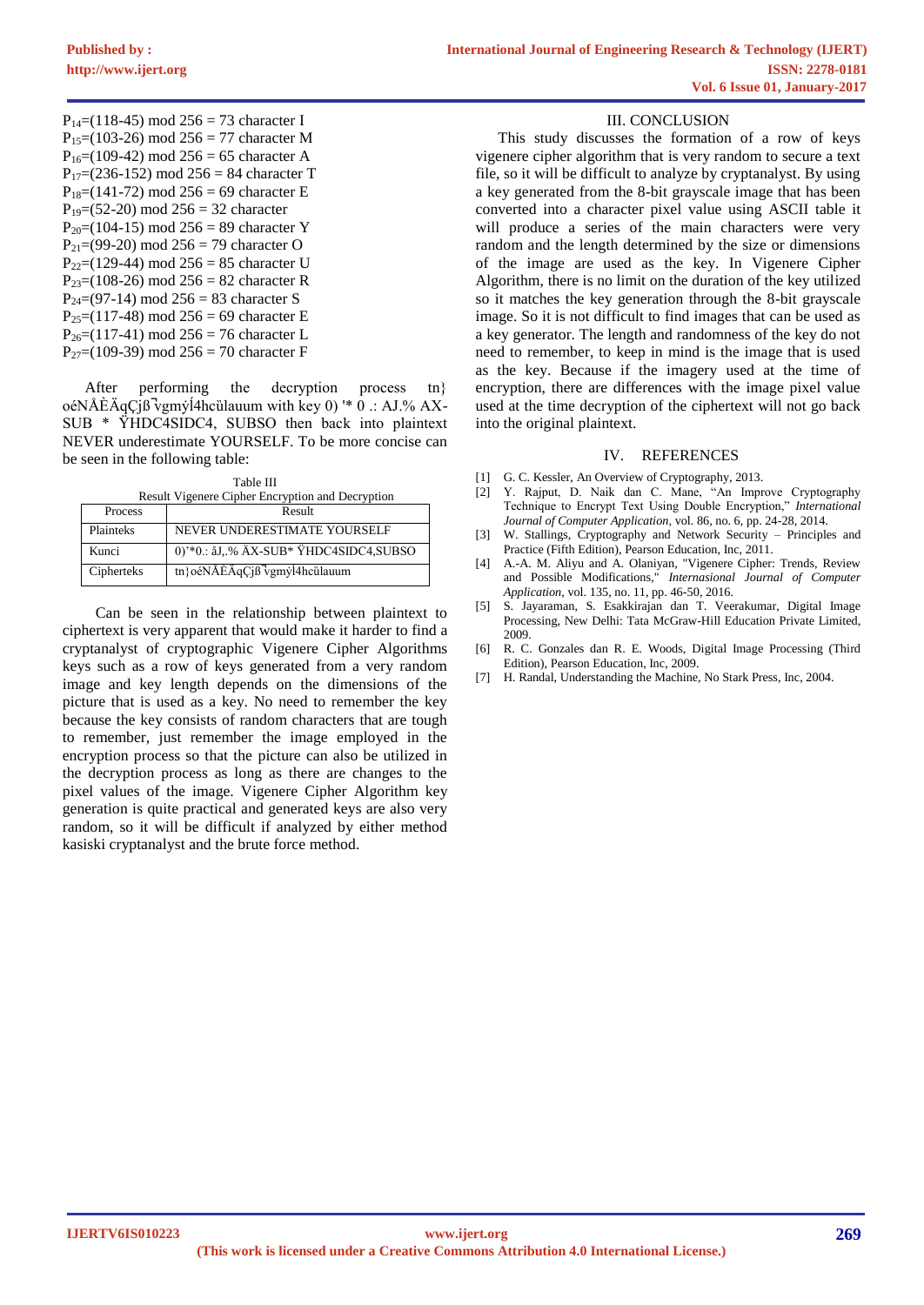$P_{14}$=(118-45) mod 256 = 73 character I
$P_{15}$=(103-26) mod 256 = 77 character M
$P_{16}$=(109-42) mod 256 = 65 character A
$P_{17}$=(236-152) mod 256 = 84 character T
$P_{18}$=(141-72) mod 256 = 69 character E
$P_{19}$=(52-20) mod 256 = 32 character
$P_{20}$=(104-15) mod 256 = 89 character Y
$P_{21}$=(99-20) mod 256 = 79 character O
$P_{22}$=(129-44) mod 256 = 85 character U
$P_{23}$=(108-26) mod 256 = 82 character R
$P_{24}$=(97-14) mod 256 = 83 character S
$P_{25}$=(117-48) mod 256 = 69 character E
$P_{26}$=(117-41) mod 256 = 76 character L
$P_{27}$=(109-39) mod 256 = 70 character F

After performing the decryption process tn}oéNÅÈÄqÇjß˥vgmýĺ4hcülauum with key 0) '* 0 .: AJ.% AX-SUB * ŸHDC4SIDC4, SUBSO then back into plaintext NEVER underestimate YOURSELF. To be more concise can be seen in the following table:

Table III
Result Vigenere Cipher Encryption and Decryption

| Process | Result |
|---|---|
| Plainteks | NEVER UNDERESTIMATE YOURSELF |
| Kunci | 0)'*0.: åJ,.% ÄX-SUB* ŸHDC4SIDC4,SUBSO |
| Cipherteks | tn}oéNÅÈÄqÇjß˥vgmýĺ4hcülauum |

Can be seen in the relationship between plaintext to ciphertext is very apparent that would make it harder to find a cryptanalyst of cryptographic Vigenere Cipher Algorithms keys such as a row of keys generated from a very random image and key length depends on the dimensions of the picture that is used as a key. No need to remember the key because the key consists of random characters that are tough to remember, just remember the image employed in the encryption process so that the picture can also be utilized in the decryption process as long as there are changes to the pixel values of the image. Vigenere Cipher Algorithm key generation is quite practical and generated keys are also very random, so it will be difficult if analyzed by either method kasiski cryptanalyst and the brute force method.

## III. CONCLUSION

This study discusses the formation of a row of keys vigenere cipher algorithm that is very random to secure a text file, so it will be difficult to analyze by cryptanalyst. By using a key generated from the 8-bit grayscale image that has been converted into a character pixel value using ASCII table it will produce a series of the main characters were very random and the length determined by the size or dimensions of the image are used as the key. In Vigenere Cipher Algorithm, there is no limit on the duration of the key utilized so it matches the key generation through the 8-bit grayscale image. So it is not difficult to find images that can be used as a key generator. The length and randomness of the key do not need to remember, to keep in mind is the image that is used as the key. Because if the imagery used at the time of encryption, there are differences with the image pixel value used at the time decryption of the ciphertext will not go back into the original plaintext.

## IV. REFERENCES

[1] G. C. Kessler, An Overview of Cryptography, 2013.

[2] Y. Rajput, D. Naik dan C. Mane, "An Improve Cryptography Technique to Encrypt Text Using Double Encryption," *International Journal of Computer Application*, vol. 86, no. 6, pp. 24-28, 2014.

[3] W. Stallings, Cryptography and Network Security – Principles and Practice (Fifth Edition), Pearson Education, Inc, 2011.

[4] A.-A. M. Aliyu and A. Olaniyan, "Vigenere Cipher: Trends, Review and Possible Modifications," *Internasional Journal of Computer Application*, vol. 135, no. 11, pp. 46-50, 2016.

[5] S. Jayaraman, S. Esakkirajan dan T. Veerakumar, Digital Image Processing, New Delhi: Tata McGraw-Hill Education Private Limited, 2009.

[6] R. C. Gonzales dan R. E. Woods, Digital Image Processing (Third Edition), Pearson Education, Inc, 2009.

[7] H. Randal, Understanding the Machine, No Stark Press, Inc, 2004.